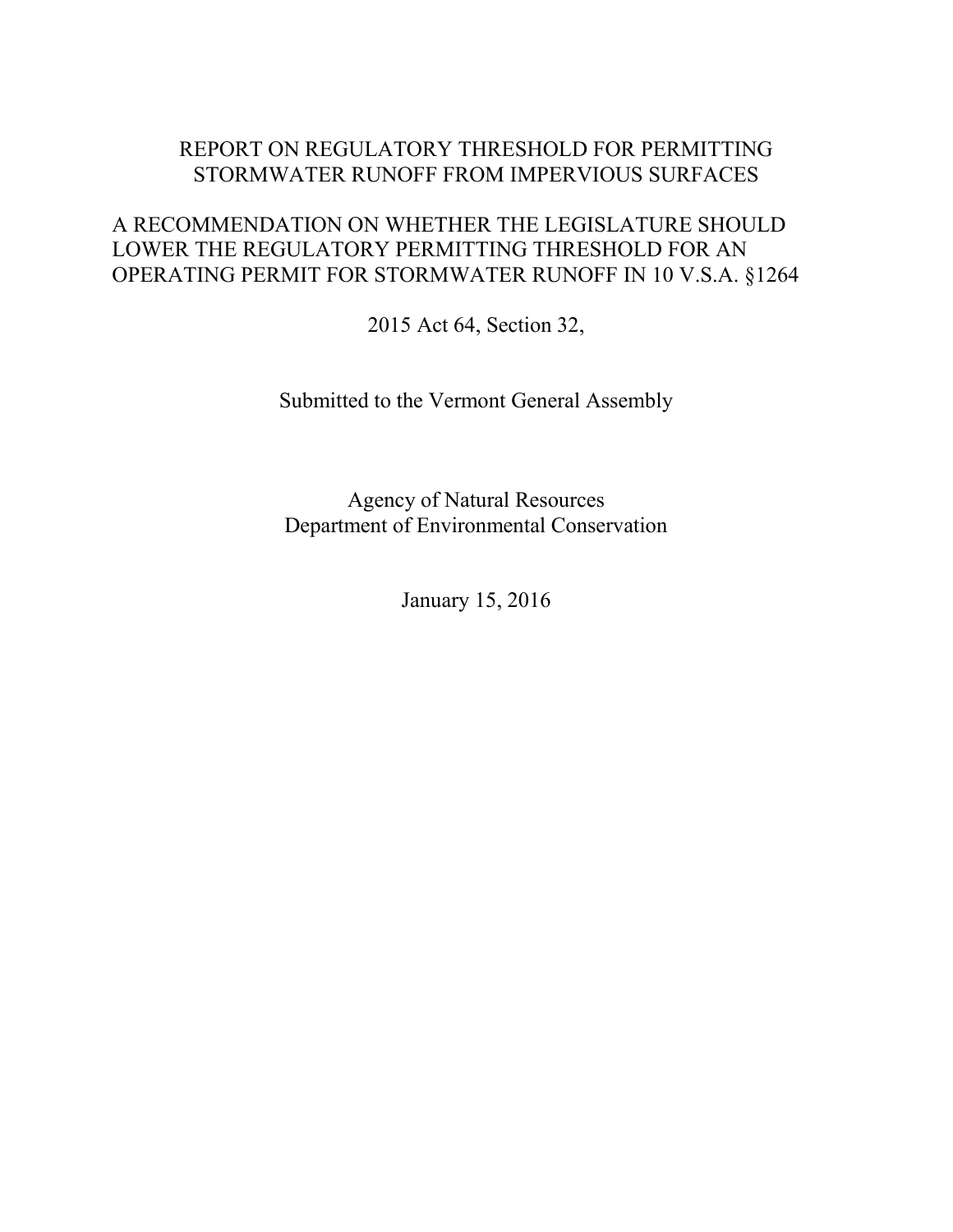# REPORT ON REGULATORY THRESHOLD FOR PERMITTING STORMWATER RUNOFF FROM IMPERVIOUS SURFACES

## A RECOMMENDATION ON WHETHER THE LEGISLATURE SHOULD LOWER THE REGULATORY PERMITTING THRESHOLD FOR AN OPERATING PERMIT FOR STORMWATER RUNOFF IN 10 V.S.A. §1264

2015 Act 64, Section 32,

Submitted to the Vermont General Assembly

Agency of Natural Resources
Department of Environmental Conservation

January 15, 2016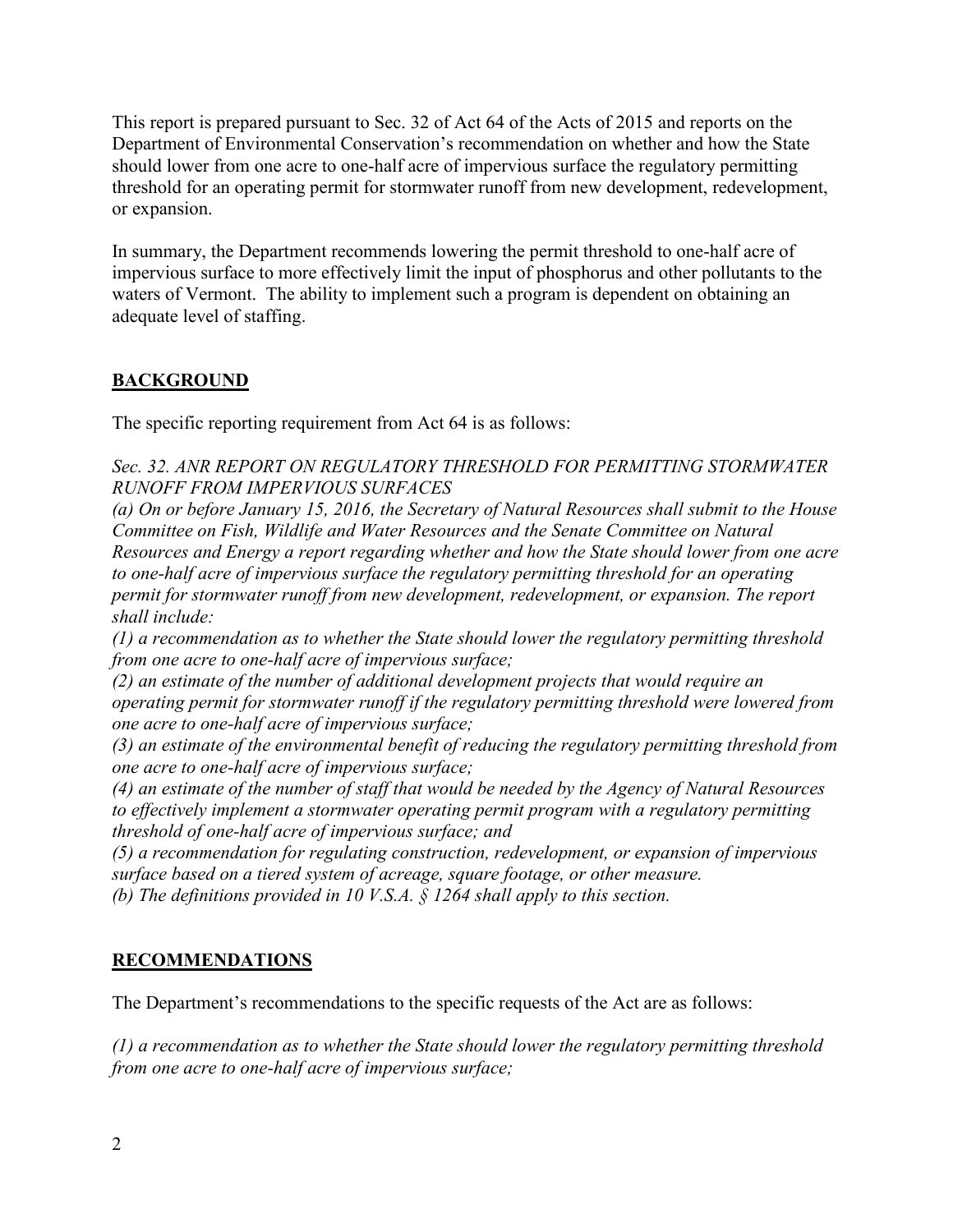This report is prepared pursuant to Sec. 32 of Act 64 of the Acts of 2015 and reports on the Department of Environmental Conservation's recommendation on whether and how the State should lower from one acre to one-half acre of impervious surface the regulatory permitting threshold for an operating permit for stormwater runoff from new development, redevelopment, or expansion.

In summary, the Department recommends lowering the permit threshold to one-half acre of impervious surface to more effectively limit the input of phosphorus and other pollutants to the waters of Vermont. The ability to implement such a program is dependent on obtaining an adequate level of staffing.

## BACKGROUND

The specific reporting requirement from Act 64 is as follows:

*Sec. 32. ANR REPORT ON REGULATORY THRESHOLD FOR PERMITTING STORMWATER RUNOFF FROM IMPERVIOUS SURFACES*
*(a) On or before January 15, 2016, the Secretary of Natural Resources shall submit to the House Committee on Fish, Wildlife and Water Resources and the Senate Committee on Natural Resources and Energy a report regarding whether and how the State should lower from one acre to one-half acre of impervious surface the regulatory permitting threshold for an operating permit for stormwater runoff from new development, redevelopment, or expansion. The report shall include:*
*(1) a recommendation as to whether the State should lower the regulatory permitting threshold from one acre to one-half acre of impervious surface;*
*(2) an estimate of the number of additional development projects that would require an operating permit for stormwater runoff if the regulatory permitting threshold were lowered from one acre to one-half acre of impervious surface;*
*(3) an estimate of the environmental benefit of reducing the regulatory permitting threshold from one acre to one-half acre of impervious surface;*
*(4) an estimate of the number of staff that would be needed by the Agency of Natural Resources to effectively implement a stormwater operating permit program with a regulatory permitting threshold of one-half acre of impervious surface; and*
*(5) a recommendation for regulating construction, redevelopment, or expansion of impervious surface based on a tiered system of acreage, square footage, or other measure.*
*(b) The definitions provided in 10 V.S.A. § 1264 shall apply to this section.*

## RECOMMENDATIONS

The Department's recommendations to the specific requests of the Act are as follows:

*(1) a recommendation as to whether the State should lower the regulatory permitting threshold from one acre to one-half acre of impervious surface;*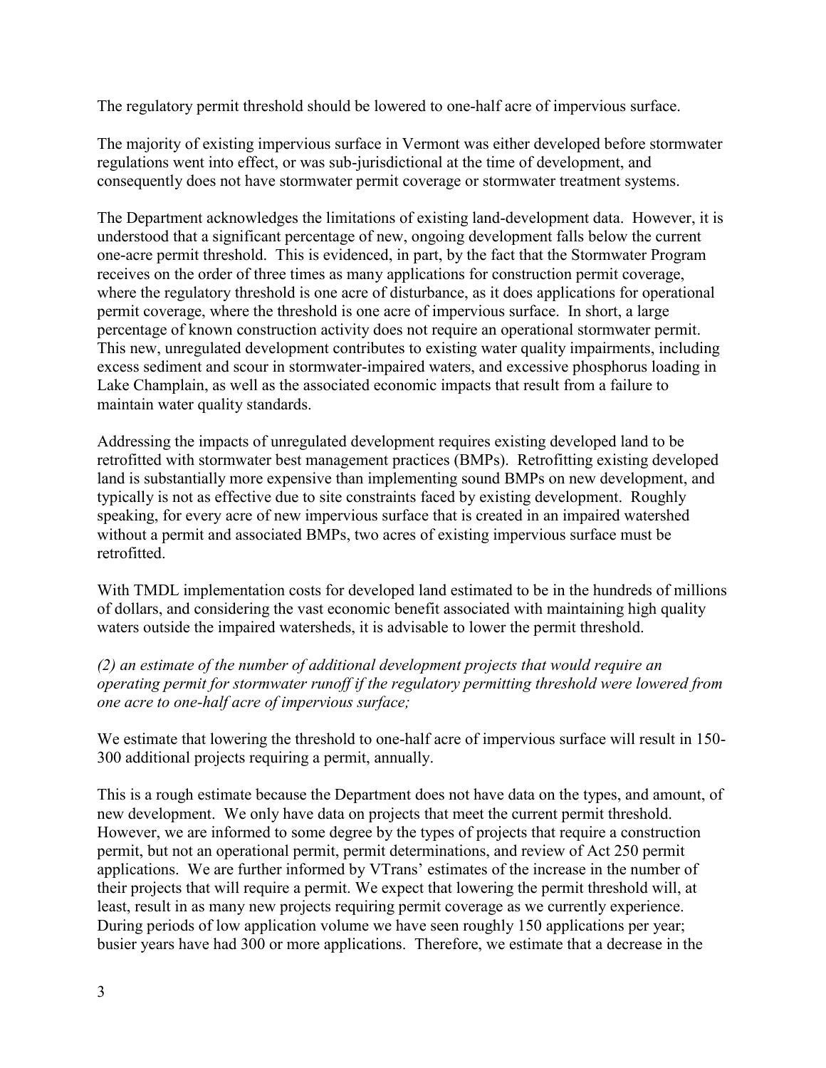The regulatory permit threshold should be lowered to one-half acre of impervious surface.

The majority of existing impervious surface in Vermont was either developed before stormwater regulations went into effect, or was sub-jurisdictional at the time of development, and consequently does not have stormwater permit coverage or stormwater treatment systems.

The Department acknowledges the limitations of existing land-development data. However, it is understood that a significant percentage of new, ongoing development falls below the current one-acre permit threshold. This is evidenced, in part, by the fact that the Stormwater Program receives on the order of three times as many applications for construction permit coverage, where the regulatory threshold is one acre of disturbance, as it does applications for operational permit coverage, where the threshold is one acre of impervious surface. In short, a large percentage of known construction activity does not require an operational stormwater permit. This new, unregulated development contributes to existing water quality impairments, including excess sediment and scour in stormwater-impaired waters, and excessive phosphorus loading in Lake Champlain, as well as the associated economic impacts that result from a failure to maintain water quality standards.

Addressing the impacts of unregulated development requires existing developed land to be retrofitted with stormwater best management practices (BMPs). Retrofitting existing developed land is substantially more expensive than implementing sound BMPs on new development, and typically is not as effective due to site constraints faced by existing development. Roughly speaking, for every acre of new impervious surface that is created in an impaired watershed without a permit and associated BMPs, two acres of existing impervious surface must be retrofitted.

With TMDL implementation costs for developed land estimated to be in the hundreds of millions of dollars, and considering the vast economic benefit associated with maintaining high quality waters outside the impaired watersheds, it is advisable to lower the permit threshold.

*(2) an estimate of the number of additional development projects that would require an operating permit for stormwater runoff if the regulatory permitting threshold were lowered from one acre to one-half acre of impervious surface;*

We estimate that lowering the threshold to one-half acre of impervious surface will result in 150-300 additional projects requiring a permit, annually.

This is a rough estimate because the Department does not have data on the types, and amount, of new development. We only have data on projects that meet the current permit threshold. However, we are informed to some degree by the types of projects that require a construction permit, but not an operational permit, permit determinations, and review of Act 250 permit applications. We are further informed by VTrans' estimates of the increase in the number of their projects that will require a permit. We expect that lowering the permit threshold will, at least, result in as many new projects requiring permit coverage as we currently experience. During periods of low application volume we have seen roughly 150 applications per year; busier years have had 300 or more applications. Therefore, we estimate that a decrease in the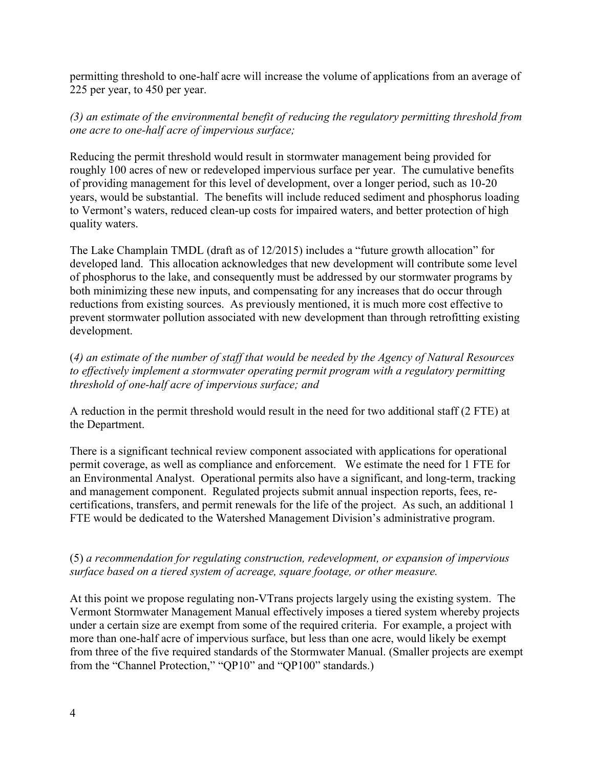permitting threshold to one-half acre will increase the volume of applications from an average of 225 per year, to 450 per year.

*(3) an estimate of the environmental benefit of reducing the regulatory permitting threshold from one acre to one-half acre of impervious surface;*

Reducing the permit threshold would result in stormwater management being provided for roughly 100 acres of new or redeveloped impervious surface per year. The cumulative benefits of providing management for this level of development, over a longer period, such as 10-20 years, would be substantial. The benefits will include reduced sediment and phosphorus loading to Vermont's waters, reduced clean-up costs for impaired waters, and better protection of high quality waters.

The Lake Champlain TMDL (draft as of 12/2015) includes a "future growth allocation" for developed land. This allocation acknowledges that new development will contribute some level of phosphorus to the lake, and consequently must be addressed by our stormwater programs by both minimizing these new inputs, and compensating for any increases that do occur through reductions from existing sources. As previously mentioned, it is much more cost effective to prevent stormwater pollution associated with new development than through retrofitting existing development.

(*4) an estimate of the number of staff that would be needed by the Agency of Natural Resources to effectively implement a stormwater operating permit program with a regulatory permitting threshold of one-half acre of impervious surface; and*

A reduction in the permit threshold would result in the need for two additional staff (2 FTE) at the Department.

There is a significant technical review component associated with applications for operational permit coverage, as well as compliance and enforcement. We estimate the need for 1 FTE for an Environmental Analyst. Operational permits also have a significant, and long-term, tracking and management component. Regulated projects submit annual inspection reports, fees, re-certifications, transfers, and permit renewals for the life of the project. As such, an additional 1 FTE would be dedicated to the Watershed Management Division's administrative program.

(5) *a recommendation for regulating construction, redevelopment, or expansion of impervious surface based on a tiered system of acreage, square footage, or other measure.*

At this point we propose regulating non-VTrans projects largely using the existing system. The Vermont Stormwater Management Manual effectively imposes a tiered system whereby projects under a certain size are exempt from some of the required criteria. For example, a project with more than one-half acre of impervious surface, but less than one acre, would likely be exempt from three of the five required standards of the Stormwater Manual. (Smaller projects are exempt from the "Channel Protection," "QP10" and "QP100" standards.)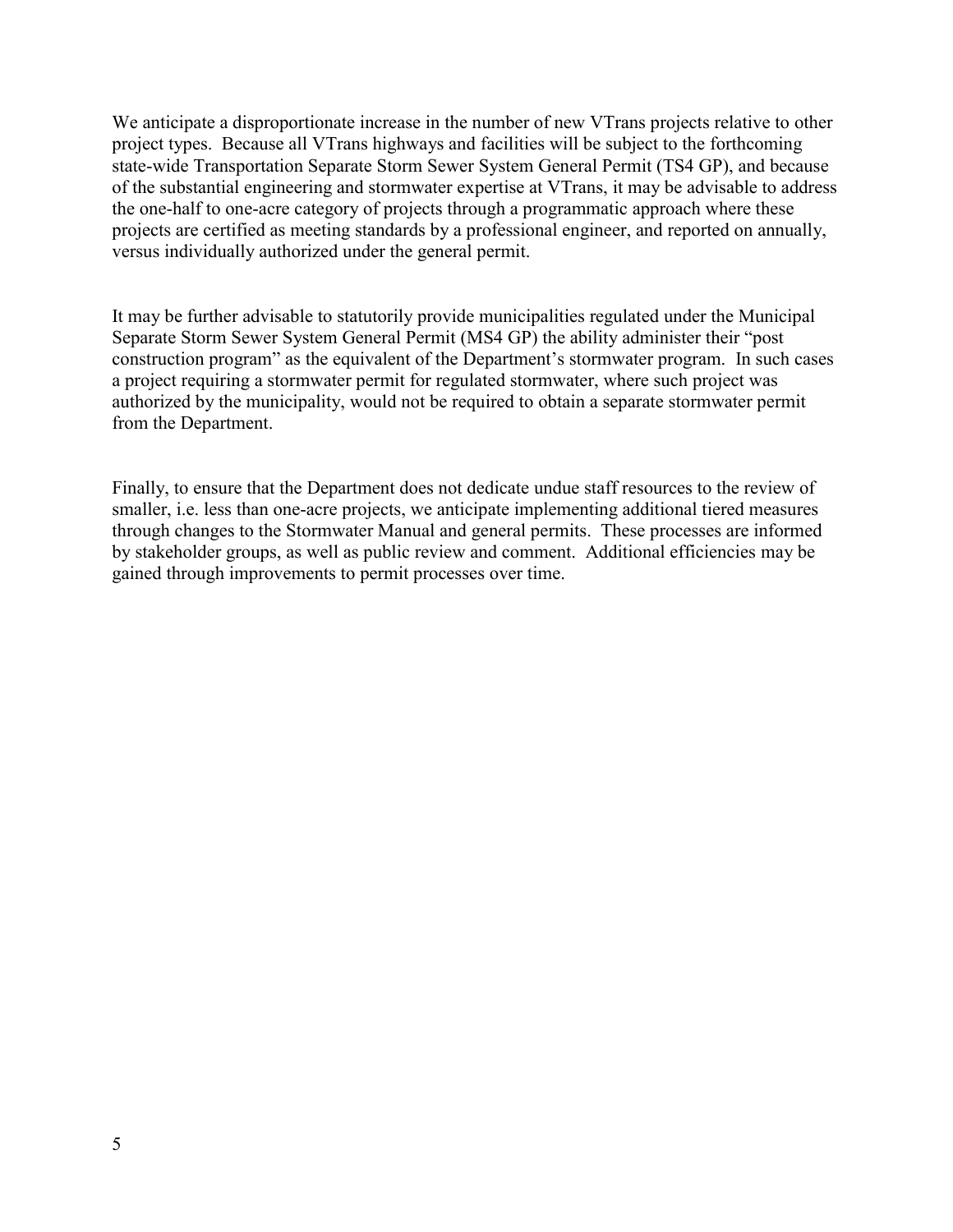We anticipate a disproportionate increase in the number of new VTrans projects relative to other project types. Because all VTrans highways and facilities will be subject to the forthcoming state-wide Transportation Separate Storm Sewer System General Permit (TS4 GP), and because of the substantial engineering and stormwater expertise at VTrans, it may be advisable to address the one-half to one-acre category of projects through a programmatic approach where these projects are certified as meeting standards by a professional engineer, and reported on annually, versus individually authorized under the general permit.

It may be further advisable to statutorily provide municipalities regulated under the Municipal Separate Storm Sewer System General Permit (MS4 GP) the ability administer their "post construction program" as the equivalent of the Department's stormwater program. In such cases a project requiring a stormwater permit for regulated stormwater, where such project was authorized by the municipality, would not be required to obtain a separate stormwater permit from the Department.

Finally, to ensure that the Department does not dedicate undue staff resources to the review of smaller, i.e. less than one-acre projects, we anticipate implementing additional tiered measures through changes to the Stormwater Manual and general permits. These processes are informed by stakeholder groups, as well as public review and comment. Additional efficiencies may be gained through improvements to permit processes over time.